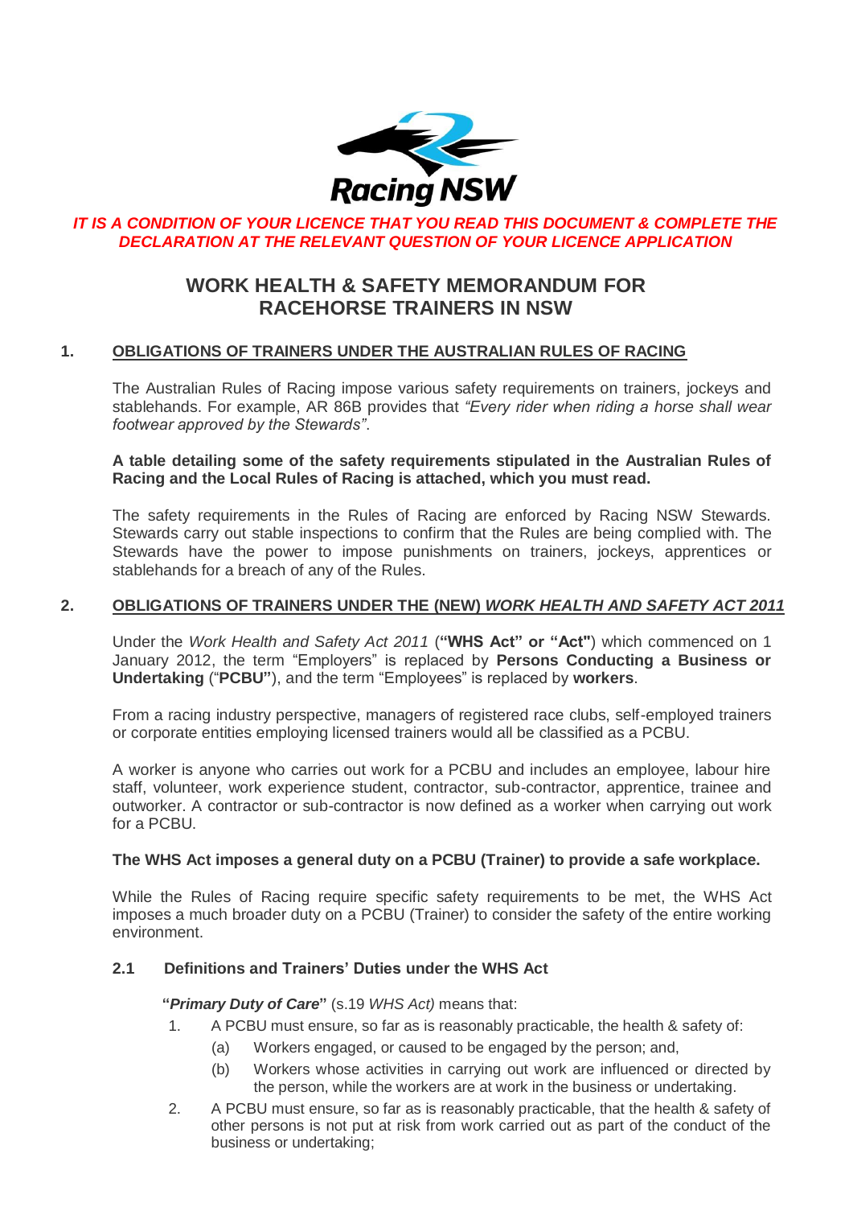Racing NSW

***IT IS A CONDITION OF YOUR LICENCE THAT YOU READ THIS DOCUMENT & COMPLETE THE DECLARATION AT THE RELEVANT QUESTION OF YOUR LICENCE APPLICATION***

# WORK HEALTH & SAFETY MEMORANDUM FOR RACEHORSE TRAINERS IN NSW

## 1. OBLIGATIONS OF TRAINERS UNDER THE AUSTRALIAN RULES OF RACING

The Australian Rules of Racing impose various safety requirements on trainers, jockeys and stablehands. For example, AR 86B provides that *"Every rider when riding a horse shall wear footwear approved by the Stewards"*.

**A table detailing some of the safety requirements stipulated in the Australian Rules of Racing and the Local Rules of Racing is attached, which you must read.**

The safety requirements in the Rules of Racing are enforced by Racing NSW Stewards. Stewards carry out stable inspections to confirm that the Rules are being complied with. The Stewards have the power to impose punishments on trainers, jockeys, apprentices or stablehands for a breach of any of the Rules.

## 2. OBLIGATIONS OF TRAINERS UNDER THE (NEW) *WORK HEALTH AND SAFETY ACT 2011*

Under the *Work Health and Safety Act 2011* (**"WHS Act" or "Act"**) which commenced on 1 January 2012, the term "Employers" is replaced by **Persons Conducting a Business or Undertaking** ("**PCBU"**), and the term "Employees" is replaced by **workers**.

From a racing industry perspective, managers of registered race clubs, self-employed trainers or corporate entities employing licensed trainers would all be classified as a PCBU.

A worker is anyone who carries out work for a PCBU and includes an employee, labour hire staff, volunteer, work experience student, contractor, sub-contractor, apprentice, trainee and outworker. A contractor or sub-contractor is now defined as a worker when carrying out work for a PCBU.

**The WHS Act imposes a general duty on a PCBU (Trainer) to provide a safe workplace.**

While the Rules of Racing require specific safety requirements to be met, the WHS Act imposes a much broader duty on a PCBU (Trainer) to consider the safety of the entire working environment.

### 2.1 Definitions and Trainers' Duties under the WHS Act

**"*Primary Duty of Care*"** (s.19 *WHS Act)* means that:

1. A PCBU must ensure, so far as is reasonably practicable, the health & safety of:
   - (a) Workers engaged, or caused to be engaged by the person; and,
   - (b) Workers whose activities in carrying out work are influenced or directed by the person, while the workers are at work in the business or undertaking.
2. A PCBU must ensure, so far as is reasonably practicable, that the health & safety of other persons is not put at risk from work carried out as part of the conduct of the business or undertaking;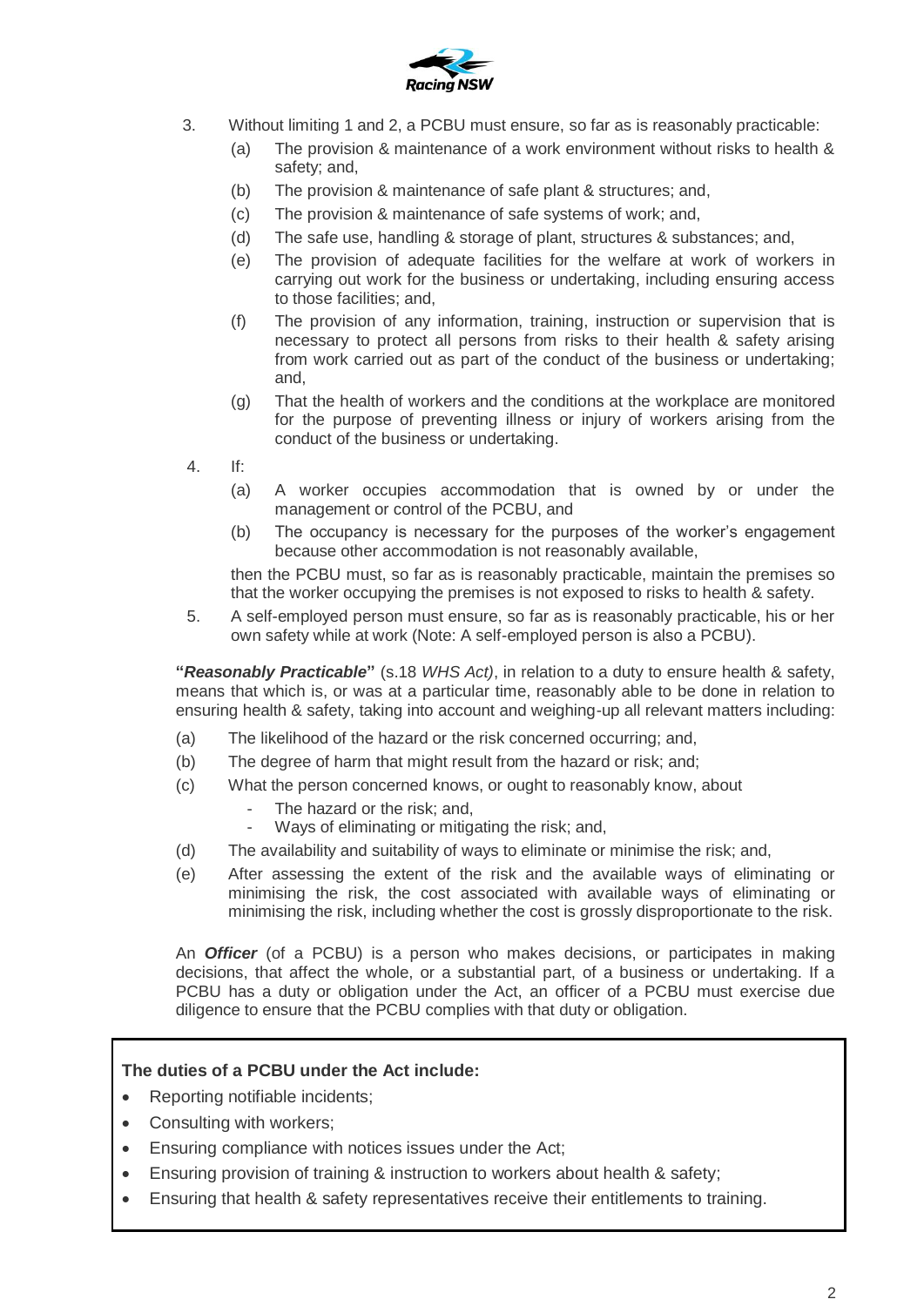3. Without limiting 1 and 2, a PCBU must ensure, so far as is reasonably practicable:
   - (a) The provision & maintenance of a work environment without risks to health & safety; and,
   - (b) The provision & maintenance of safe plant & structures; and,
   - (c) The provision & maintenance of safe systems of work; and,
   - (d) The safe use, handling & storage of plant, structures & substances; and,
   - (e) The provision of adequate facilities for the welfare at work of workers in carrying out work for the business or undertaking, including ensuring access to those facilities; and,
   - (f) The provision of any information, training, instruction or supervision that is necessary to protect all persons from risks to their health & safety arising from work carried out as part of the conduct of the business or undertaking; and,
   - (g) That the health of workers and the conditions at the workplace are monitored for the purpose of preventing illness or injury of workers arising from the conduct of the business or undertaking.
4. If:
   - (a) A worker occupies accommodation that is owned by or under the management or control of the PCBU, and
   - (b) The occupancy is necessary for the purposes of the worker's engagement because other accommodation is not reasonably available,

   then the PCBU must, so far as is reasonably practicable, maintain the premises so that the worker occupying the premises is not exposed to risks to health & safety.
5. A self-employed person must ensure, so far as is reasonably practicable, his or her own safety while at work (Note: A self-employed person is also a PCBU).

**"*Reasonably Practicable*"** (s.18 *WHS Act)*, in relation to a duty to ensure health & safety, means that which is, or was at a particular time, reasonably able to be done in relation to ensuring health & safety, taking into account and weighing-up all relevant matters including:

- (a) The likelihood of the hazard or the risk concerned occurring; and,
- (b) The degree of harm that might result from the hazard or risk; and;
- (c) What the person concerned knows, or ought to reasonably know, about
  - The hazard or the risk; and,
  - Ways of eliminating or mitigating the risk; and,
- (d) The availability and suitability of ways to eliminate or minimise the risk; and,
- (e) After assessing the extent of the risk and the available ways of eliminating or minimising the risk, the cost associated with available ways of eliminating or minimising the risk, including whether the cost is grossly disproportionate to the risk.

An ***Officer*** (of a PCBU) is a person who makes decisions, or participates in making decisions, that affect the whole, or a substantial part, of a business or undertaking. If a PCBU has a duty or obligation under the Act, an officer of a PCBU must exercise due diligence to ensure that the PCBU complies with that duty or obligation.

**The duties of a PCBU under the Act include:**

- Reporting notifiable incidents;
- Consulting with workers;
- Ensuring compliance with notices issues under the Act;
- Ensuring provision of training & instruction to workers about health & safety;
- Ensuring that health & safety representatives receive their entitlements to training.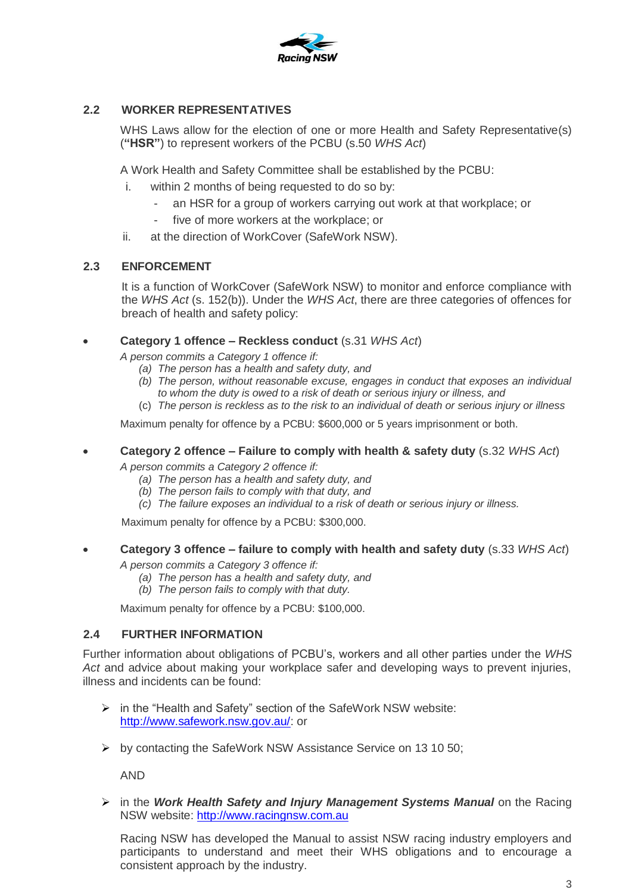## 2.2 WORKER REPRESENTATIVES

WHS Laws allow for the election of one or more Health and Safety Representative(s) (**"HSR"**) to represent workers of the PCBU (s.50 *WHS Act*)

A Work Health and Safety Committee shall be established by the PCBU:

i. within 2 months of being requested to do so by:
   - an HSR for a group of workers carrying out work at that workplace; or
   - five of more workers at the workplace; or

ii. at the direction of WorkCover (SafeWork NSW).

## 2.3 ENFORCEMENT

It is a function of WorkCover (SafeWork NSW) to monitor and enforce compliance with the *WHS Act* (s. 152(b)). Under the *WHS Act*, there are three categories of offences for breach of health and safety policy:

- **Category 1 offence – Reckless conduct** (s.31 *WHS Act*)

  *A person commits a Category 1 offence if:*

  *(a) The person has a health and safety duty, and*

  *(b) The person, without reasonable excuse, engages in conduct that exposes an individual to whom the duty is owed to a risk of death or serious injury or illness, and*

  (c) *The person is reckless as to the risk to an individual of death or serious injury or illness*

  Maximum penalty for offence by a PCBU: $600,000 or 5 years imprisonment or both.

- **Category 2 offence – Failure to comply with health & safety duty** (s.32 *WHS Act*)

  *A person commits a Category 2 offence if:*

  *(a) The person has a health and safety duty, and*

  *(b) The person fails to comply with that duty, and*

  *(c) The failure exposes an individual to a risk of death or serious injury or illness.*

  Maximum penalty for offence by a PCBU: $300,000.

- **Category 3 offence – failure to comply with health and safety duty** (s.33 *WHS Act*)

  *A person commits a Category 3 offence if:*

  *(a) The person has a health and safety duty, and*

  *(b) The person fails to comply with that duty.*

  Maximum penalty for offence by a PCBU: $100,000.

## 2.4 FURTHER INFORMATION

Further information about obligations of PCBU's, workers and all other parties under the *WHS Act* and advice about making your workplace safer and developing ways to prevent injuries, illness and incidents can be found:

- in the "Health and Safety" section of the SafeWork NSW website: http://www.safework.nsw.gov.au/: or

- by contacting the SafeWork NSW Assistance Service on 13 10 50;

  AND

- in the ***Work Health Safety and Injury Management Systems Manual*** on the Racing NSW website: http://www.racingnsw.com.au

  Racing NSW has developed the Manual to assist NSW racing industry employers and participants to understand and meet their WHS obligations and to encourage a consistent approach by the industry.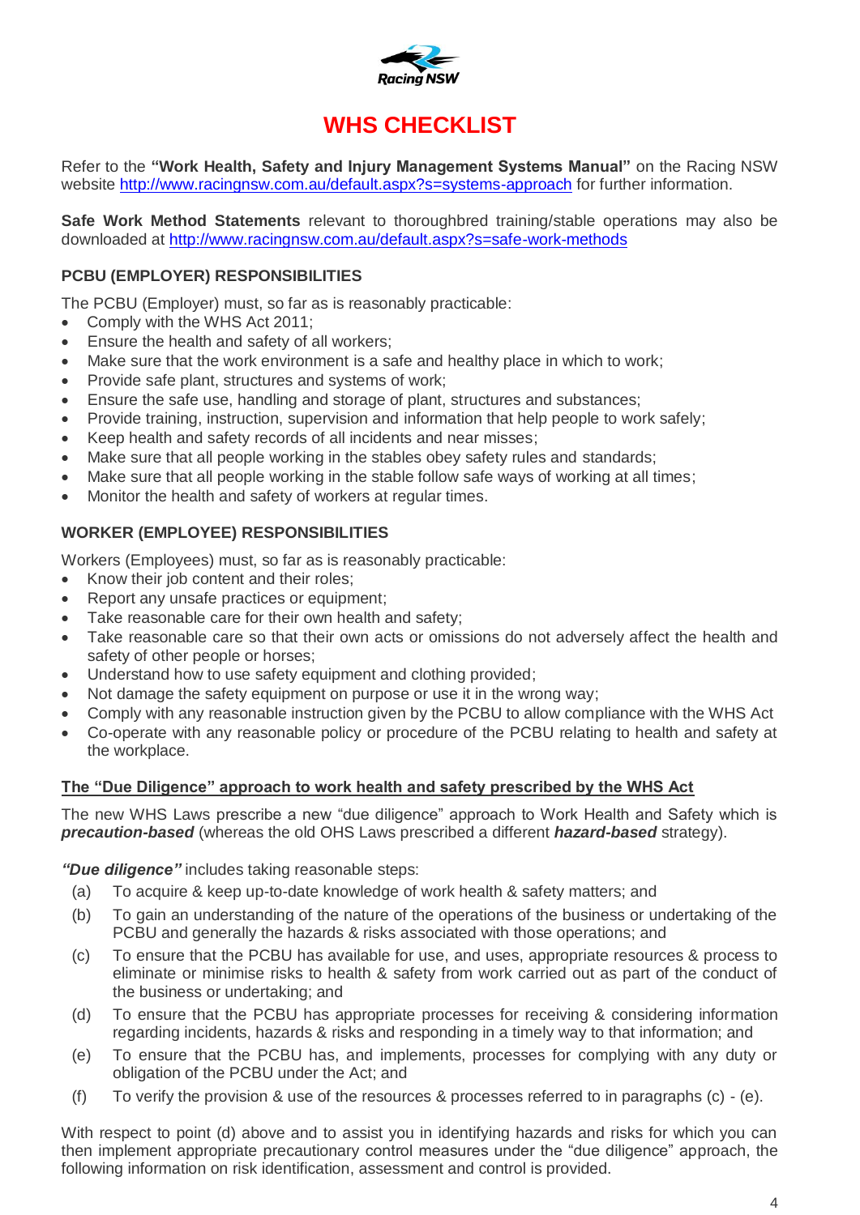# WHS CHECKLIST

Refer to the **"Work Health, Safety and Injury Management Systems Manual"** on the Racing NSW website http://www.racingnsw.com.au/default.aspx?s=systems-approach for further information.

**Safe Work Method Statements** relevant to thoroughbred training/stable operations may also be downloaded at http://www.racingnsw.com.au/default.aspx?s=safe-work-methods

### PCBU (EMPLOYER) RESPONSIBILITIES

The PCBU (Employer) must, so far as is reasonably practicable:

- Comply with the WHS Act 2011;
- Ensure the health and safety of all workers;
- Make sure that the work environment is a safe and healthy place in which to work;
- Provide safe plant, structures and systems of work;
- Ensure the safe use, handling and storage of plant, structures and substances;
- Provide training, instruction, supervision and information that help people to work safely;
- Keep health and safety records of all incidents and near misses;
- Make sure that all people working in the stables obey safety rules and standards;
- Make sure that all people working in the stable follow safe ways of working at all times;
- Monitor the health and safety of workers at regular times.

### WORKER (EMPLOYEE) RESPONSIBILITIES

Workers (Employees) must, so far as is reasonably practicable:

- Know their job content and their roles;
- Report any unsafe practices or equipment;
- Take reasonable care for their own health and safety;
- Take reasonable care so that their own acts or omissions do not adversely affect the health and safety of other people or horses;
- Understand how to use safety equipment and clothing provided;
- Not damage the safety equipment on purpose or use it in the wrong way;
- Comply with any reasonable instruction given by the PCBU to allow compliance with the WHS Act
- Co-operate with any reasonable policy or procedure of the PCBU relating to health and safety at the workplace.

### The "Due Diligence" approach to work health and safety prescribed by the WHS Act

The new WHS Laws prescribe a new "due diligence" approach to Work Health and Safety which is ***precaution-based*** (whereas the old OHS Laws prescribed a different ***hazard-based*** strategy).

***"Due diligence"*** includes taking reasonable steps:

(a) To acquire & keep up-to-date knowledge of work health & safety matters; and

(b) To gain an understanding of the nature of the operations of the business or undertaking of the PCBU and generally the hazards & risks associated with those operations; and

(c) To ensure that the PCBU has available for use, and uses, appropriate resources & process to eliminate or minimise risks to health & safety from work carried out as part of the conduct of the business or undertaking; and

(d) To ensure that the PCBU has appropriate processes for receiving & considering information regarding incidents, hazards & risks and responding in a timely way to that information; and

(e) To ensure that the PCBU has, and implements, processes for complying with any duty or obligation of the PCBU under the Act; and

(f) To verify the provision & use of the resources & processes referred to in paragraphs (c) - (e).

With respect to point (d) above and to assist you in identifying hazards and risks for which you can then implement appropriate precautionary control measures under the "due diligence" approach, the following information on risk identification, assessment and control is provided.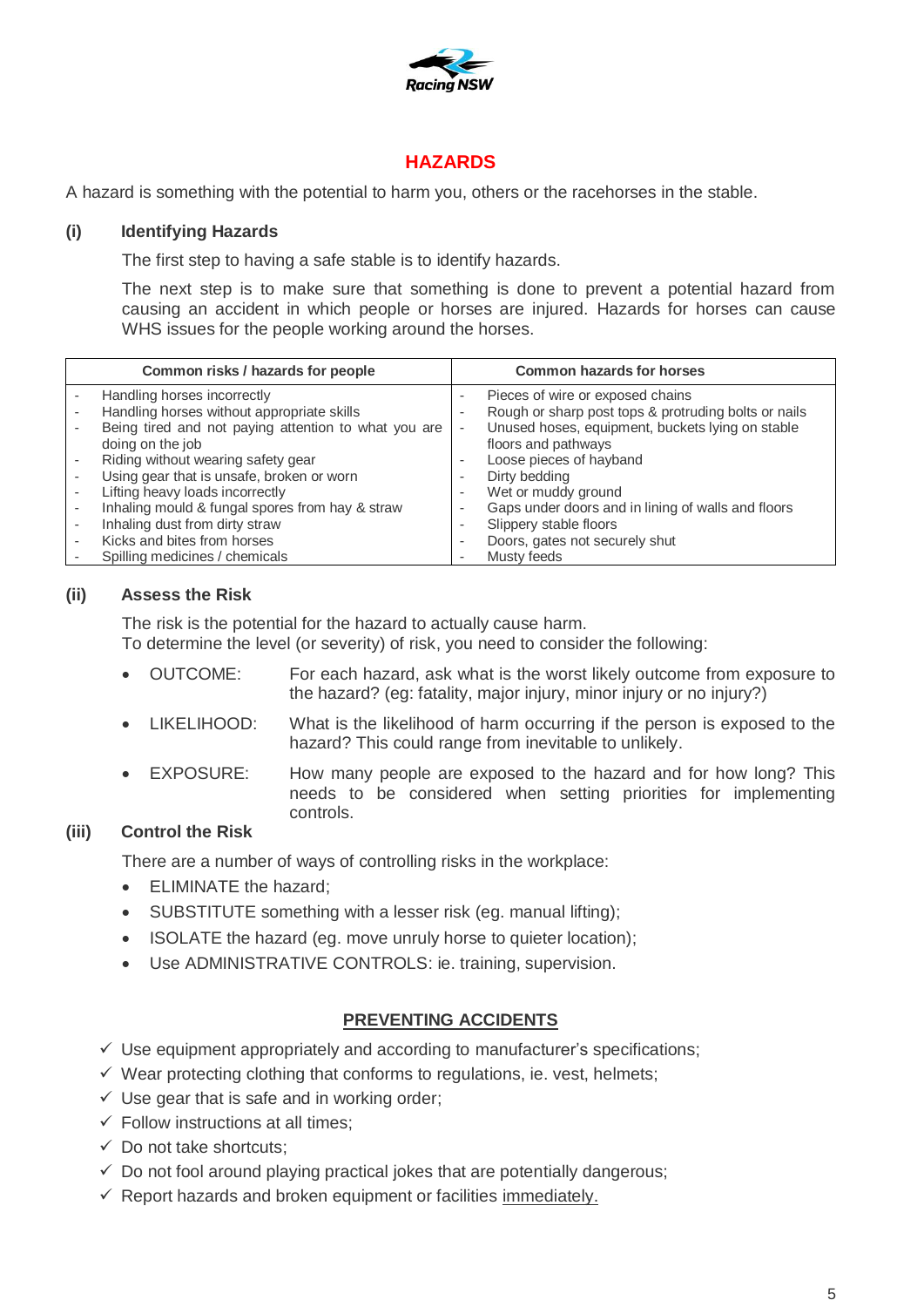# HAZARDS

A hazard is something with the potential to harm you, others or the racehorses in the stable.

## (i) Identifying Hazards

The first step to having a safe stable is to identify hazards.

The next step is to make sure that something is done to prevent a potential hazard from causing an accident in which people or horses are injured. Hazards for horses can cause WHS issues for the people working around the horses.

| Common risks / hazards for people | Common hazards for horses |
|---|---|
| - Handling horses incorrectly | - Pieces of wire or exposed chains |
| - Handling horses without appropriate skills | - Rough or sharp post tops & protruding bolts or nails |
| - Being tired and not paying attention to what you are doing on the job | - Unused hoses, equipment, buckets lying on stable floors and pathways |
| - Riding without wearing safety gear | - Loose pieces of hayband |
| - Using gear that is unsafe, broken or worn | - Dirty bedding |
| - Lifting heavy loads incorrectly | - Wet or muddy ground |
| - Inhaling mould & fungal spores from hay & straw | - Gaps under doors and in lining of walls and floors |
| - Inhaling dust from dirty straw | - Slippery stable floors |
| - Kicks and bites from horses | - Doors, gates not securely shut |
| - Spilling medicines / chemicals | - Musty feeds |

## (ii) Assess the Risk

The risk is the potential for the hazard to actually cause harm.
To determine the level (or severity) of risk, you need to consider the following:

- OUTCOME: For each hazard, ask what is the worst likely outcome from exposure to the hazard? (eg: fatality, major injury, minor injury or no injury?)
- LIKELIHOOD: What is the likelihood of harm occurring if the person is exposed to the hazard? This could range from inevitable to unlikely.
- EXPOSURE: How many people are exposed to the hazard and for how long? This needs to be considered when setting priorities for implementing controls.

## (iii) Control the Risk

There are a number of ways of controlling risks in the workplace:

- ELIMINATE the hazard;
- SUBSTITUTE something with a lesser risk (eg. manual lifting);
- ISOLATE the hazard (eg. move unruly horse to quieter location);
- Use ADMINISTRATIVE CONTROLS: ie. training, supervision.

## PREVENTING ACCIDENTS

- ✓ Use equipment appropriately and according to manufacturer's specifications;
- ✓ Wear protecting clothing that conforms to regulations, ie. vest, helmets;
- ✓ Use gear that is safe and in working order;
- ✓ Follow instructions at all times;
- ✓ Do not take shortcuts;
- ✓ Do not fool around playing practical jokes that are potentially dangerous;
- ✓ Report hazards and broken equipment or facilities immediately.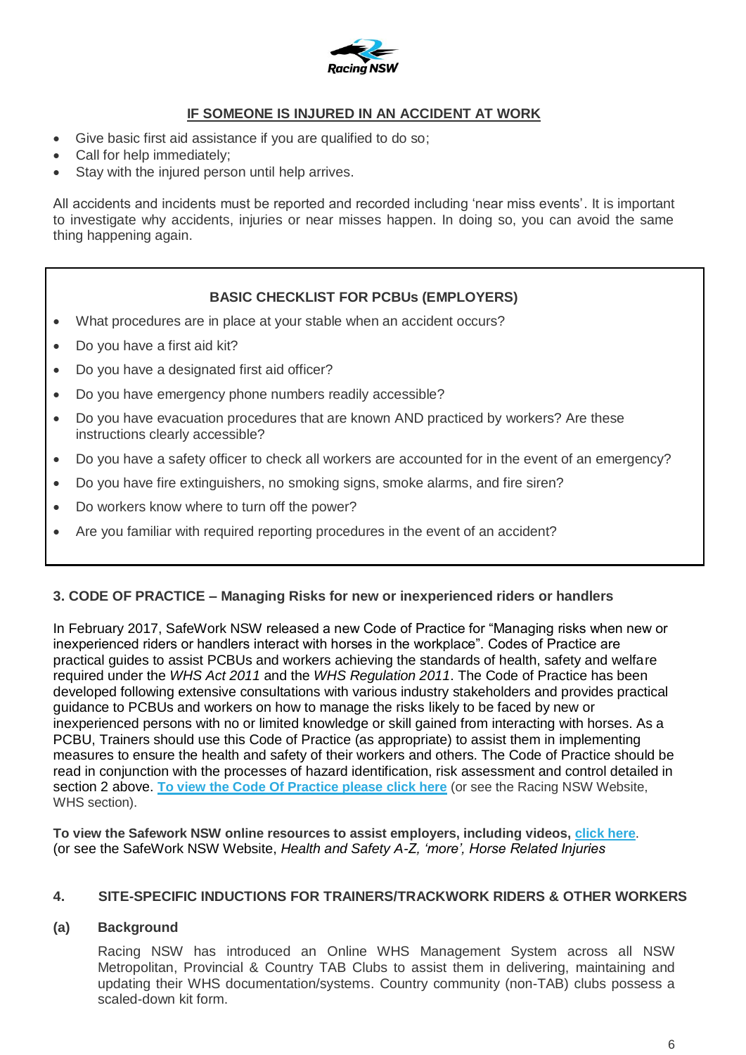## IF SOMEONE IS INJURED IN AN ACCIDENT AT WORK

- Give basic first aid assistance if you are qualified to do so;
- Call for help immediately;
- Stay with the injured person until help arrives.

All accidents and incidents must be reported and recorded including 'near miss events'. It is important to investigate why accidents, injuries or near misses happen. In doing so, you can avoid the same thing happening again.

### BASIC CHECKLIST FOR PCBUs (EMPLOYERS)

- What procedures are in place at your stable when an accident occurs?
- Do you have a first aid kit?
- Do you have a designated first aid officer?
- Do you have emergency phone numbers readily accessible?
- Do you have evacuation procedures that are known AND practiced by workers? Are these instructions clearly accessible?
- Do you have a safety officer to check all workers are accounted for in the event of an emergency?
- Do you have fire extinguishers, no smoking signs, smoke alarms, and fire siren?
- Do workers know where to turn off the power?
- Are you familiar with required reporting procedures in the event of an accident?

## 3. CODE OF PRACTICE – Managing Risks for new or inexperienced riders or handlers

In February 2017, SafeWork NSW released a new Code of Practice for "Managing risks when new or inexperienced riders or handlers interact with horses in the workplace". Codes of Practice are practical guides to assist PCBUs and workers achieving the standards of health, safety and welfare required under the *WHS Act 2011* and the *WHS Regulation 2011*. The Code of Practice has been developed following extensive consultations with various industry stakeholders and provides practical guidance to PCBUs and workers on how to manage the risks likely to be faced by new or inexperienced persons with no or limited knowledge or skill gained from interacting with horses. As a PCBU, Trainers should use this Code of Practice (as appropriate) to assist them in implementing measures to ensure the health and safety of their workers and others. The Code of Practice should be read in conjunction with the processes of hazard identification, risk assessment and control detailed in section 2 above. **To view the Code Of Practice please click here** (or see the Racing NSW Website, WHS section).

**To view the Safework NSW online resources to assist employers, including videos, click here**.
(or see the SafeWork NSW Website, *Health and Safety A-Z, 'more', Horse Related Injuries*

## 4. SITE-SPECIFIC INDUCTIONS FOR TRAINERS/TRACKWORK RIDERS & OTHER WORKERS

### (a) Background

Racing NSW has introduced an Online WHS Management System across all NSW Metropolitan, Provincial & Country TAB Clubs to assist them in delivering, maintaining and updating their WHS documentation/systems. Country community (non-TAB) clubs possess a scaled-down kit form.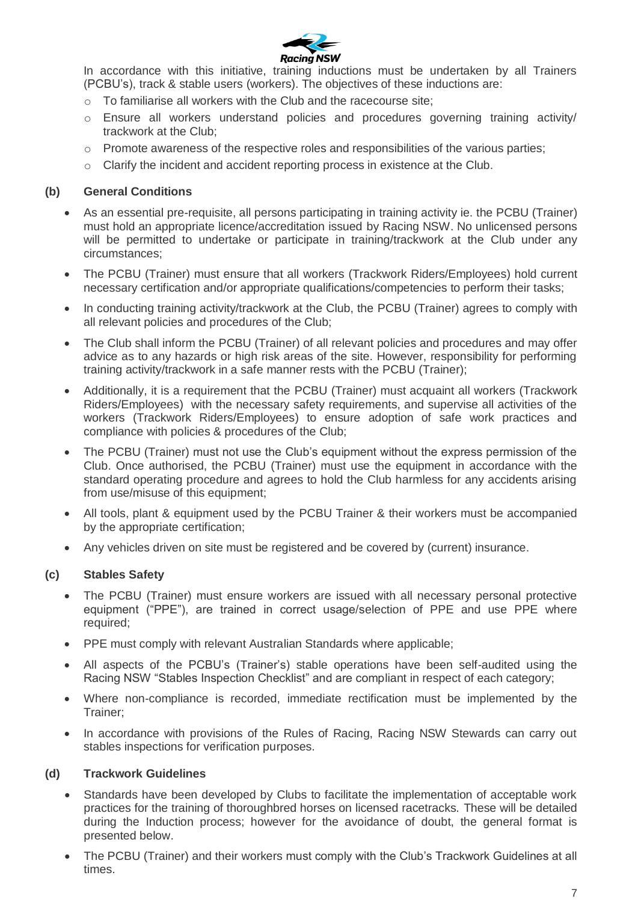In accordance with this initiative, training inductions must be undertaken by all Trainers (PCBU's), track & stable users (workers). The objectives of these inductions are:

- To familiarise all workers with the Club and the racecourse site;
- Ensure all workers understand policies and procedures governing training activity/ trackwork at the Club;
- Promote awareness of the respective roles and responsibilities of the various parties;
- Clarify the incident and accident reporting process in existence at the Club.

### (b) General Conditions

- As an essential pre-requisite, all persons participating in training activity ie. the PCBU (Trainer) must hold an appropriate licence/accreditation issued by Racing NSW. No unlicensed persons will be permitted to undertake or participate in training/trackwork at the Club under any circumstances;
- The PCBU (Trainer) must ensure that all workers (Trackwork Riders/Employees) hold current necessary certification and/or appropriate qualifications/competencies to perform their tasks;
- In conducting training activity/trackwork at the Club, the PCBU (Trainer) agrees to comply with all relevant policies and procedures of the Club;
- The Club shall inform the PCBU (Trainer) of all relevant policies and procedures and may offer advice as to any hazards or high risk areas of the site. However, responsibility for performing training activity/trackwork in a safe manner rests with the PCBU (Trainer);
- Additionally, it is a requirement that the PCBU (Trainer) must acquaint all workers (Trackwork Riders/Employees) with the necessary safety requirements, and supervise all activities of the workers (Trackwork Riders/Employees) to ensure adoption of safe work practices and compliance with policies & procedures of the Club;
- The PCBU (Trainer) must not use the Club's equipment without the express permission of the Club. Once authorised, the PCBU (Trainer) must use the equipment in accordance with the standard operating procedure and agrees to hold the Club harmless for any accidents arising from use/misuse of this equipment;
- All tools, plant & equipment used by the PCBU Trainer & their workers must be accompanied by the appropriate certification;
- Any vehicles driven on site must be registered and be covered by (current) insurance.

### (c) Stables Safety

- The PCBU (Trainer) must ensure workers are issued with all necessary personal protective equipment ("PPE"), are trained in correct usage/selection of PPE and use PPE where required;
- PPE must comply with relevant Australian Standards where applicable;
- All aspects of the PCBU's (Trainer's) stable operations have been self-audited using the Racing NSW "Stables Inspection Checklist" and are compliant in respect of each category;
- Where non-compliance is recorded, immediate rectification must be implemented by the Trainer;
- In accordance with provisions of the Rules of Racing, Racing NSW Stewards can carry out stables inspections for verification purposes.

### (d) Trackwork Guidelines

- Standards have been developed by Clubs to facilitate the implementation of acceptable work practices for the training of thoroughbred horses on licensed racetracks. These will be detailed during the Induction process; however for the avoidance of doubt, the general format is presented below.
- The PCBU (Trainer) and their workers must comply with the Club's Trackwork Guidelines at all times.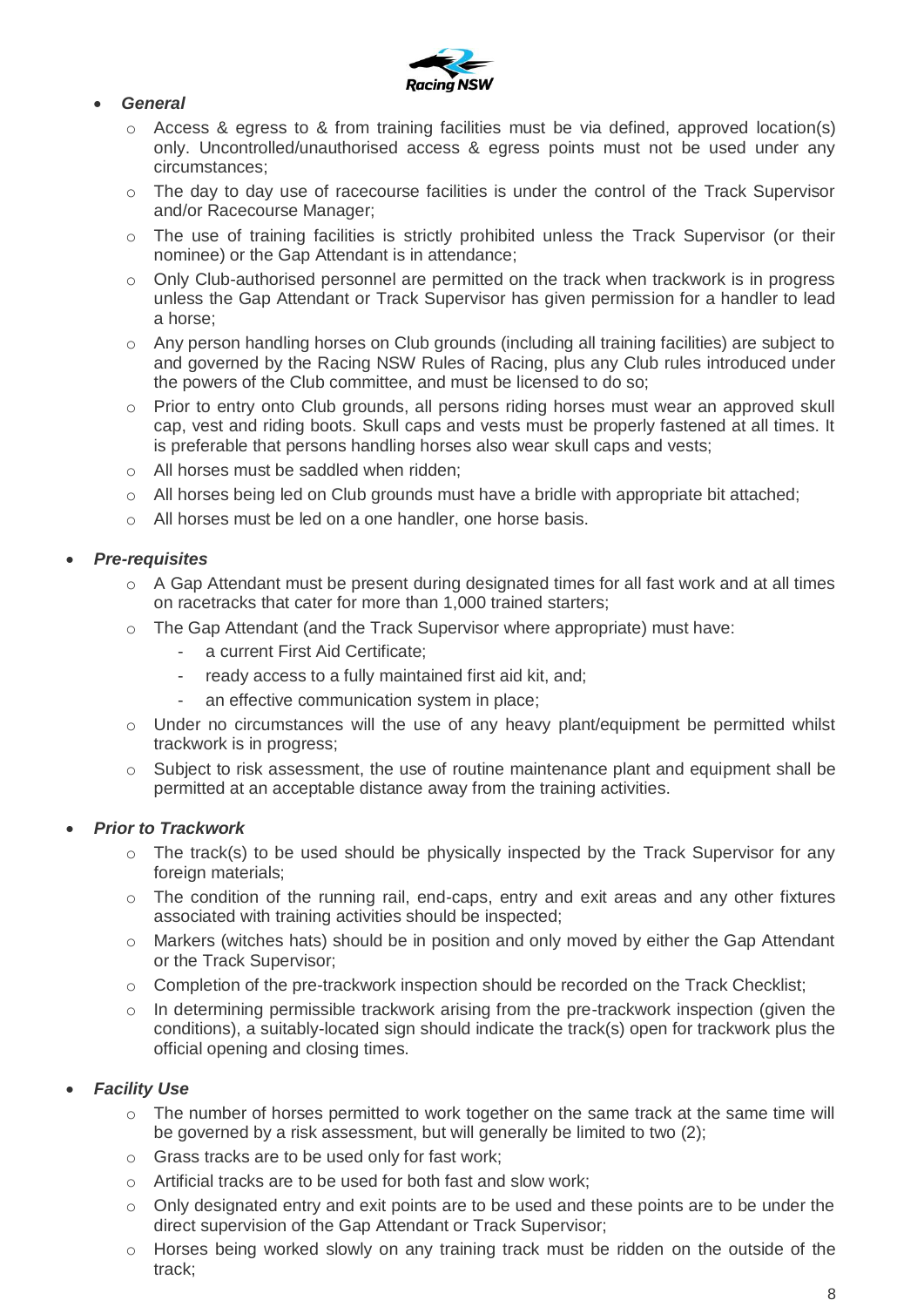- ***General***
  - Access & egress to & from training facilities must be via defined, approved location(s) only. Uncontrolled/unauthorised access & egress points must not be used under any circumstances;
  - The day to day use of racecourse facilities is under the control of the Track Supervisor and/or Racecourse Manager;
  - The use of training facilities is strictly prohibited unless the Track Supervisor (or their nominee) or the Gap Attendant is in attendance;
  - Only Club-authorised personnel are permitted on the track when trackwork is in progress unless the Gap Attendant or Track Supervisor has given permission for a handler to lead a horse;
  - Any person handling horses on Club grounds (including all training facilities) are subject to and governed by the Racing NSW Rules of Racing, plus any Club rules introduced under the powers of the Club committee, and must be licensed to do so;
  - Prior to entry onto Club grounds, all persons riding horses must wear an approved skull cap, vest and riding boots. Skull caps and vests must be properly fastened at all times. It is preferable that persons handling horses also wear skull caps and vests;
  - All horses must be saddled when ridden;
  - All horses being led on Club grounds must have a bridle with appropriate bit attached;
  - All horses must be led on a one handler, one horse basis.

- ***Pre-requisites***
  - A Gap Attendant must be present during designated times for all fast work and at all times on racetracks that cater for more than 1,000 trained starters;
  - The Gap Attendant (and the Track Supervisor where appropriate) must have:
    - a current First Aid Certificate;
    - ready access to a fully maintained first aid kit, and;
    - an effective communication system in place;
  - Under no circumstances will the use of any heavy plant/equipment be permitted whilst trackwork is in progress;
  - Subject to risk assessment, the use of routine maintenance plant and equipment shall be permitted at an acceptable distance away from the training activities.

- ***Prior to Trackwork***
  - The track(s) to be used should be physically inspected by the Track Supervisor for any foreign materials;
  - The condition of the running rail, end-caps, entry and exit areas and any other fixtures associated with training activities should be inspected;
  - Markers (witches hats) should be in position and only moved by either the Gap Attendant or the Track Supervisor;
  - Completion of the pre-trackwork inspection should be recorded on the Track Checklist;
  - In determining permissible trackwork arising from the pre-trackwork inspection (given the conditions), a suitably-located sign should indicate the track(s) open for trackwork plus the official opening and closing times.

- ***Facility Use***
  - The number of horses permitted to work together on the same track at the same time will be governed by a risk assessment, but will generally be limited to two (2);
  - Grass tracks are to be used only for fast work;
  - Artificial tracks are to be used for both fast and slow work;
  - Only designated entry and exit points are to be used and these points are to be under the direct supervision of the Gap Attendant or Track Supervisor;
  - Horses being worked slowly on any training track must be ridden on the outside of the track;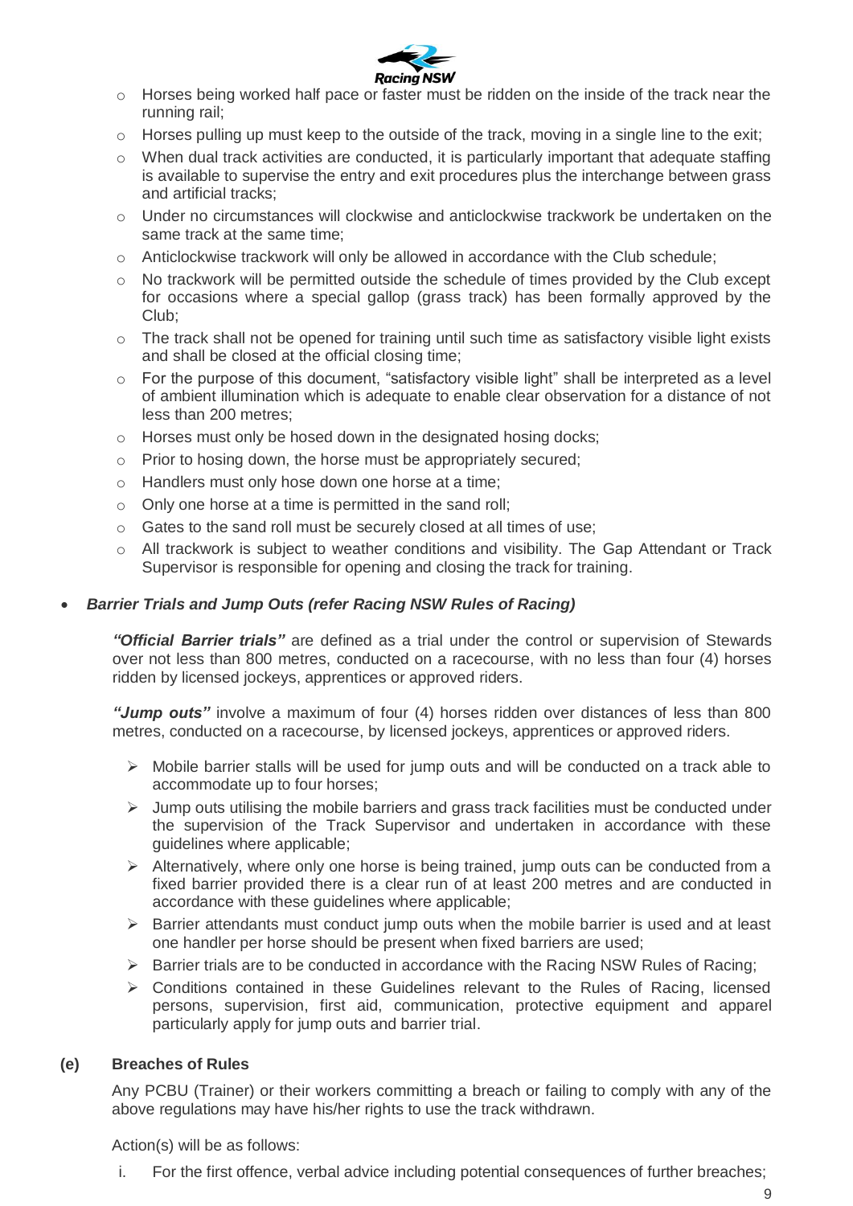- Horses being worked half pace or faster must be ridden on the inside of the track near the running rail;
- Horses pulling up must keep to the outside of the track, moving in a single line to the exit;
- When dual track activities are conducted, it is particularly important that adequate staffing is available to supervise the entry and exit procedures plus the interchange between grass and artificial tracks;
- Under no circumstances will clockwise and anticlockwise trackwork be undertaken on the same track at the same time;
- Anticlockwise trackwork will only be allowed in accordance with the Club schedule;
- No trackwork will be permitted outside the schedule of times provided by the Club except for occasions where a special gallop (grass track) has been formally approved by the Club;
- The track shall not be opened for training until such time as satisfactory visible light exists and shall be closed at the official closing time;
- For the purpose of this document, "satisfactory visible light" shall be interpreted as a level of ambient illumination which is adequate to enable clear observation for a distance of not less than 200 metres;
- Horses must only be hosed down in the designated hosing docks;
- Prior to hosing down, the horse must be appropriately secured;
- Handlers must only hose down one horse at a time;
- Only one horse at a time is permitted in the sand roll;
- Gates to the sand roll must be securely closed at all times of use;
- All trackwork is subject to weather conditions and visibility. The Gap Attendant or Track Supervisor is responsible for opening and closing the track for training.

- ***Barrier Trials and Jump Outs (refer Racing NSW Rules of Racing)***

  ***"Official Barrier trials"*** are defined as a trial under the control or supervision of Stewards over not less than 800 metres, conducted on a racecourse, with no less than four (4) horses ridden by licensed jockeys, apprentices or approved riders.

  ***"Jump outs"*** involve a maximum of four (4) horses ridden over distances of less than 800 metres, conducted on a racecourse, by licensed jockeys, apprentices or approved riders.

  - Mobile barrier stalls will be used for jump outs and will be conducted on a track able to accommodate up to four horses;
  - Jump outs utilising the mobile barriers and grass track facilities must be conducted under the supervision of the Track Supervisor and undertaken in accordance with these guidelines where applicable;
  - Alternatively, where only one horse is being trained, jump outs can be conducted from a fixed barrier provided there is a clear run of at least 200 metres and are conducted in accordance with these guidelines where applicable;
  - Barrier attendants must conduct jump outs when the mobile barrier is used and at least one handler per horse should be present when fixed barriers are used;
  - Barrier trials are to be conducted in accordance with the Racing NSW Rules of Racing;
  - Conditions contained in these Guidelines relevant to the Rules of Racing, licensed persons, supervision, first aid, communication, protective equipment and apparel particularly apply for jump outs and barrier trial.

**(e) Breaches of Rules**

Any PCBU (Trainer) or their workers committing a breach or failing to comply with any of the above regulations may have his/her rights to use the track withdrawn.

Action(s) will be as follows:

i. For the first offence, verbal advice including potential consequences of further breaches;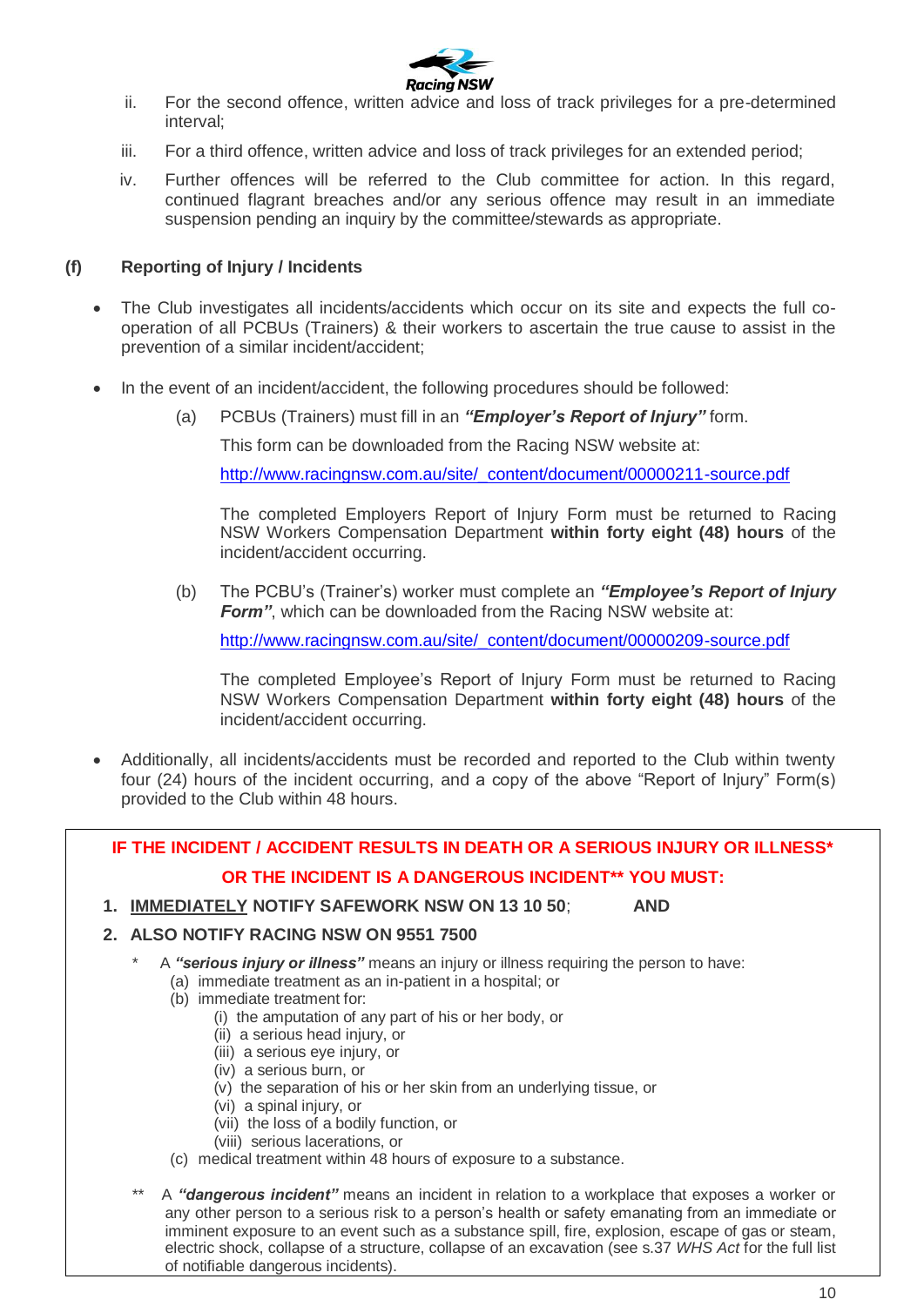ii. For the second offence, written advice and loss of track privileges for a pre-determined interval;

iii. For a third offence, written advice and loss of track privileges for an extended period;

iv. Further offences will be referred to the Club committee for action. In this regard, continued flagrant breaches and/or any serious offence may result in an immediate suspension pending an inquiry by the committee/stewards as appropriate.

**(f) Reporting of Injury / Incidents**

- The Club investigates all incidents/accidents which occur on its site and expects the full co-operation of all PCBUs (Trainers) & their workers to ascertain the true cause to assist in the prevention of a similar incident/accident;

- In the event of an incident/accident, the following procedures should be followed:

  (a) PCBUs (Trainers) must fill in an ***"Employer's Report of Injury"*** form.

  This form can be downloaded from the Racing NSW website at:

  http://www.racingnsw.com.au/site/_content/document/00000211-source.pdf

  The completed Employers Report of Injury Form must be returned to Racing NSW Workers Compensation Department **within forty eight (48) hours** of the incident/accident occurring.

  (b) The PCBU's (Trainer's) worker must complete an ***"Employee's Report of Injury Form"***, which can be downloaded from the Racing NSW website at:

  http://www.racingnsw.com.au/site/_content/document/00000209-source.pdf

  The completed Employee's Report of Injury Form must be returned to Racing NSW Workers Compensation Department **within forty eight (48) hours** of the incident/accident occurring.

- Additionally, all incidents/accidents must be recorded and reported to the Club within twenty four (24) hours of the incident occurring, and a copy of the above "Report of Injury" Form(s) provided to the Club within 48 hours.

**IF THE INCIDENT / ACCIDENT RESULTS IN DEATH OR A SERIOUS INJURY OR ILLNESS* OR THE INCIDENT IS A DANGEROUS INCIDENT** YOU MUST:**

1. **<u>IMMEDIATELY</u> NOTIFY SAFEWORK NSW ON 13 10 50**; **AND**
2. **ALSO NOTIFY RACING NSW ON 9551 7500**

\* A ***"serious injury or illness"*** means an injury or illness requiring the person to have:
  (a) immediate treatment as an in-patient in a hospital; or
  (b) immediate treatment for:
    (i) the amputation of any part of his or her body, or
    (ii) a serious head injury, or
    (iii) a serious eye injury, or
    (iv) a serious burn, or
    (v) the separation of his or her skin from an underlying tissue, or
    (vi) a spinal injury, or
    (vii) the loss of a bodily function, or
    (viii) serious lacerations, or
  (c) medical treatment within 48 hours of exposure to a substance.

\*\* A ***"dangerous incident"*** means an incident in relation to a workplace that exposes a worker or any other person to a serious risk to a person's health or safety emanating from an immediate or imminent exposure to an event such as a substance spill, fire, explosion, escape of gas or steam, electric shock, collapse of a structure, collapse of an excavation (see s.37 *WHS Act* for the full list of notifiable dangerous incidents).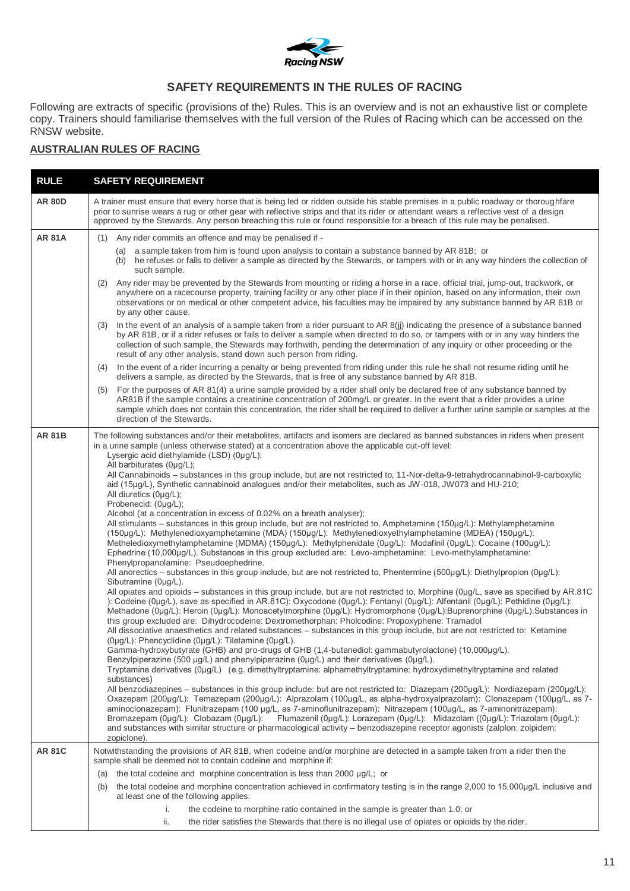## SAFETY REQUIREMENTS IN THE RULES OF RACING

Following are extracts of specific (provisions of the) Rules. This is an overview and is not an exhaustive list or complete copy. Trainers should familiarise themselves with the full version of the Rules of Racing which can be accessed on the RNSW website.

### AUSTRALIAN RULES OF RACING

| RULE | SAFETY REQUIREMENT |
|---|---|
| **AR 80D** | A trainer must ensure that every horse that is being led or ridden outside his stable premises in a public roadway or thoroughfare prior to sunrise wears a rug or other gear with reflective strips and that its rider or attendant wears a reflective vest of a design approved by the Stewards. Any person breaching this rule or found responsible for a breach of this rule may be penalised. |
| **AR 81A** | (1) Any rider commits an offence and may be penalised if -<br>(a) a sample taken from him is found upon analysis to contain a substance banned by AR 81B; or<br>(b) he refuses or fails to deliver a sample as directed by the Stewards, or tampers with or in any way hinders the collection of such sample.<br>(2) Any rider may be prevented by the Stewards from mounting or riding a horse in a race, official trial, jump-out, trackwork, or anywhere on a racecourse property, training facility or any other place if in their opinion, based on any information, their own observations or on medical or other competent advice, his faculties may be impaired by any substance banned by AR 81B or by any other cause.<br>(3) In the event of an analysis of a sample taken from a rider pursuant to AR 8(jj) indicating the presence of a substance banned by AR 81B, or if a rider refuses or fails to deliver a sample when directed to do so, or tampers with or in any way hinders the collection of such sample, the Stewards may forthwith, pending the determination of any inquiry or other proceeding or the result of any other analysis, stand down such person from riding.<br>(4) In the event of a rider incurring a penalty or being prevented from riding under this rule he shall not resume riding until he delivers a sample, as directed by the Stewards, that is free of any substance banned by AR 81B.<br>(5) For the purposes of AR 81(4) a urine sample provided by a rider shall only be declared free of any substance banned by AR81B if the sample contains a creatinine concentration of 200mg/L or greater. In the event that a rider provides a urine sample which does not contain this concentration, the rider shall be required to deliver a further urine sample or samples at the direction of the Stewards. |
| **AR 81B** | The following substances and/or their metabolites, artifacts and isomers are declared as banned substances in riders when present in a urine sample (unless otherwise stated) at a concentration above the applicable cut-off level:<br>Lysergic acid diethylamide (LSD) (0µg/L);<br>All barbiturates (0µg/L);<br>All Cannabinoids – substances in this group include, but are not restricted to, 11-Nor-delta-9-tetrahydrocannabinol-9-carboxylic aid (15µg/L), Synthetic cannabinoid analogues and/or their metabolites, such as JW-018, JW073 and HU-210;<br>All diuretics (0µg/L);<br>Probenecid: (0µg/L);<br>Alcohol (at a concentration in excess of 0.02% on a breath analyser);<br>All stimulants – substances in this group include, but are not restricted to, Amphetamine (150µg/L): Methylamphetamine (150µg/L): Methylenedioxyamphetamine (MDA) (150µg/L): Methylenedioxyethylamphetamine (MDEA) (150µg/L): Metheledioxymethylamphetamine (MDMA) (150µg/L): Methylphenidate (0µg/L): Modafinil (0µg/L): Cocaine (100µg/L): Ephedrine (10,000µg/L). Substances in this group excluded are: Levo-amphetamine: Levo-methylamphetamine: Phenylpropanolamine: Pseudoephedrine.<br>All anorectics – substances in this group include, but are not restricted to, Phentermine (500µg/L): Diethylpropion (0µg/L): Sibutramine (0µg/L).<br>All opiates and opioids – substances in this group include, but are not restricted to, Morphine (0µg/L, save as specified by AR.81C ): Codeine (0µg/L), save as specified in AR.81C): Oxycodone (0µg/L): Fentanyl (0µg/L): Alfentanil (0µg/L): Pethidine (0µg/L): Methadone (0µg/L): Heroin (0µg/L): Monoacetylmorphine (0µg/L): Hydromorphone (0µg/L):Buprenorphine (0µg/L).Substances in this group excluded are: Dihydrocodeine: Dextromethorphan: Pholcodine: Propoxyphene: Tramadol<br>All dissociative anaesthetics and related substances – substances in this group include, but are not restricted to: Ketamine (0µg/L): Phencyclidine (0µg/L): Tiletamine (0µg/L).<br>Gamma-hydroxybutyrate (GHB) and pro-drugs of GHB (1,4-butanediol: gammabutyrolactone) (10,000µg/L).<br>Benzylpiperazine (500 µg/L) and phenylpiperazine (0µg/L) and their derivatives (0µg/L).<br>Tryptamine derivatives (0µg/L) (e.g. dimethyltryptamine: alphamethyltryptamine: hydroxydimethyltryptamine and related substances)<br>All benzodiazepines – substances in this group include: but are not restricted to: Diazepam (200µg/L): Nordiazepam (200µg/L): Oxazepam (200µg/L): Temazepam (200µg/L): Alprazolam (100µg/L, as alpha-hydroxyalprazolam): Clonazepam (100µg/L, as 7-aminoclonazepam): Flunitrazepam (100 µg/L, as 7-aminoflunitrazepam): Nitrazepam (100µg/L, as 7-aminonitrazepam): Bromazepam (0µg/L): Clobazam (0µg/L): Flumazenil (0µg/L): Lorazepam (0µg/L): Midazolam ((0µg/L): Triazolam (0µg/L): and substances with similar structure or pharmacological activity – benzodiazepine receptor agonists (zalplon: zolpidem: zopiclone). |
| **AR 81C** | Notwithstanding the provisions of AR 81B, when codeine and/or morphine are detected in a sample taken from a rider then the sample shall be deemed not to contain codeine and morphine if:<br>(a) the total codeine and morphine concentration is less than 2000 µg/L; or<br>(b) the total codeine and morphine concentration achieved in confirmatory testing is in the range 2,000 to 15,000µg/L inclusive and at least one of the following applies:<br>i. the codeine to morphine ratio contained in the sample is greater than 1.0; or<br>ii. the rider satisfies the Stewards that there is no illegal use of opiates or opioids by the rider. |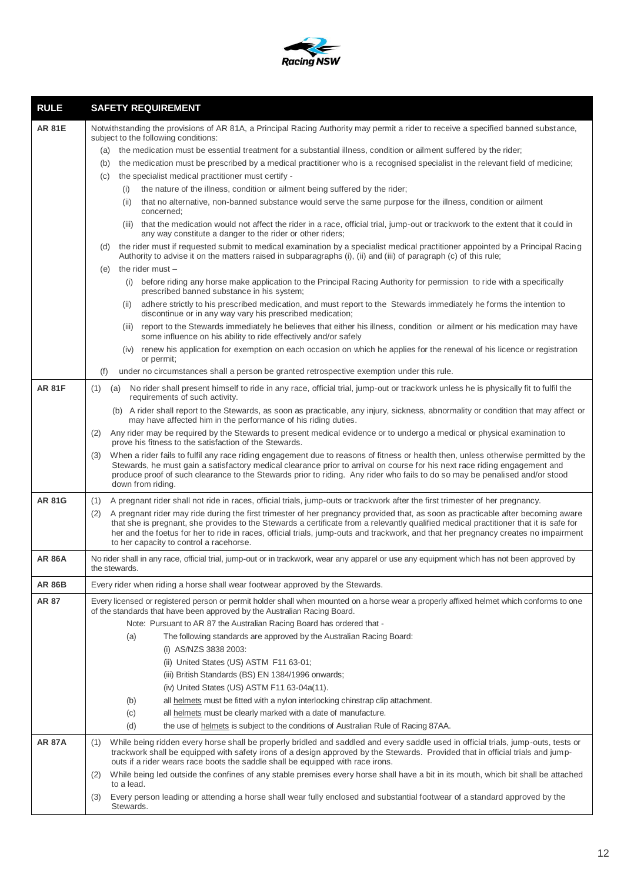| RULE | SAFETY REQUIREMENT |
|---|---|
| **AR 81E** | Notwithstanding the provisions of AR 81A, a Principal Racing Authority may permit a rider to receive a specified banned substance, subject to the following conditions:<br>(a) the medication must be essential treatment for a substantial illness, condition or ailment suffered by the rider;<br>(b) the medication must be prescribed by a medical practitioner who is a recognised specialist in the relevant field of medicine;<br>(c) the specialist medical practitioner must certify -<br>(i) the nature of the illness, condition or ailment being suffered by the rider;<br>(ii) that no alternative, non-banned substance would serve the same purpose for the illness, condition or ailment concerned;<br>(iii) that the medication would not affect the rider in a race, official trial, jump-out or trackwork to the extent that it could in any way constitute a danger to the rider or other riders;<br>(d) the rider must if requested submit to medical examination by a specialist medical practitioner appointed by a Principal Racing Authority to advise it on the matters raised in subparagraphs (i), (ii) and (iii) of paragraph (c) of this rule;<br>(e) the rider must –<br>(i) before riding any horse make application to the Principal Racing Authority for permission to ride with a specifically prescribed banned substance in his system;<br>(ii) adhere strictly to his prescribed medication, and must report to the Stewards immediately he forms the intention to discontinue or in any way vary his prescribed medication;<br>(iii) report to the Stewards immediately he believes that either his illness, condition or ailment or his medication may have some influence on his ability to ride effectively and/or safely<br>(iv) renew his application for exemption on each occasion on which he applies for the renewal of his licence or registration or permit;<br>(f) under no circumstances shall a person be granted retrospective exemption under this rule. |
| **AR 81F** | (1) (a) No rider shall present himself to ride in any race, official trial, jump-out or trackwork unless he is physically fit to fulfil the requirements of such activity.<br>(b) A rider shall report to the Stewards, as soon as practicable, any injury, sickness, abnormality or condition that may affect or may have affected him in the performance of his riding duties.<br>(2) Any rider may be required by the Stewards to present medical evidence or to undergo a medical or physical examination to prove his fitness to the satisfaction of the Stewards.<br>(3) When a rider fails to fulfil any race riding engagement due to reasons of fitness or health then, unless otherwise permitted by the Stewards, he must gain a satisfactory medical clearance prior to arrival on course for his next race riding engagement and produce proof of such clearance to the Stewards prior to riding. Any rider who fails to do so may be penalised and/or stood down from riding. |
| **AR 81G** | (1) A pregnant rider shall not ride in races, official trials, jump-outs or trackwork after the first trimester of her pregnancy.<br>(2) A pregnant rider may ride during the first trimester of her pregnancy provided that, as soon as practicable after becoming aware that she is pregnant, she provides to the Stewards a certificate from a relevantly qualified medical practitioner that it is safe for her and the foetus for her to ride in races, official trials, jump-outs and trackwork, and that her pregnancy creates no impairment to her capacity to control a racehorse. |
| **AR 86A** | No rider shall in any race, official trial, jump-out or in trackwork, wear any apparel or use any equipment which has not been approved by the stewards. |
| **AR 86B** | Every rider when riding a horse shall wear footwear approved by the Stewards. |
| **AR 87** | Every licensed or registered person or permit holder shall when mounted on a horse wear a properly affixed helmet which conforms to one of the standards that have been approved by the Australian Racing Board.<br>Note: Pursuant to AR 87 the Australian Racing Board has ordered that -<br>(a) The following standards are approved by the Australian Racing Board:<br>(i) AS/NZS 3838 2003:<br>(ii) United States (US) ASTM F11 63-01;<br>(iii) British Standards (BS) EN 1384/1996 onwards;<br>(iv) United States (US) ASTM F11 63-04a(11).<br>(b) all helmets must be fitted with a nylon interlocking chinstrap clip attachment.<br>(c) all helmets must be clearly marked with a date of manufacture.<br>(d) the use of helmets is subject to the conditions of Australian Rule of Racing 87AA. |
| **AR 87A** | (1) While being ridden every horse shall be properly bridled and saddled and every saddle used in official trials, jump-outs, tests or trackwork shall be equipped with safety irons of a design approved by the Stewards. Provided that in official trials and jump-outs if a rider wears race boots the saddle shall be equipped with race irons.<br>(2) While being led outside the confines of any stable premises every horse shall have a bit in its mouth, which bit shall be attached to a lead.<br>(3) Every person leading or attending a horse shall wear fully enclosed and substantial footwear of a standard approved by the Stewards. |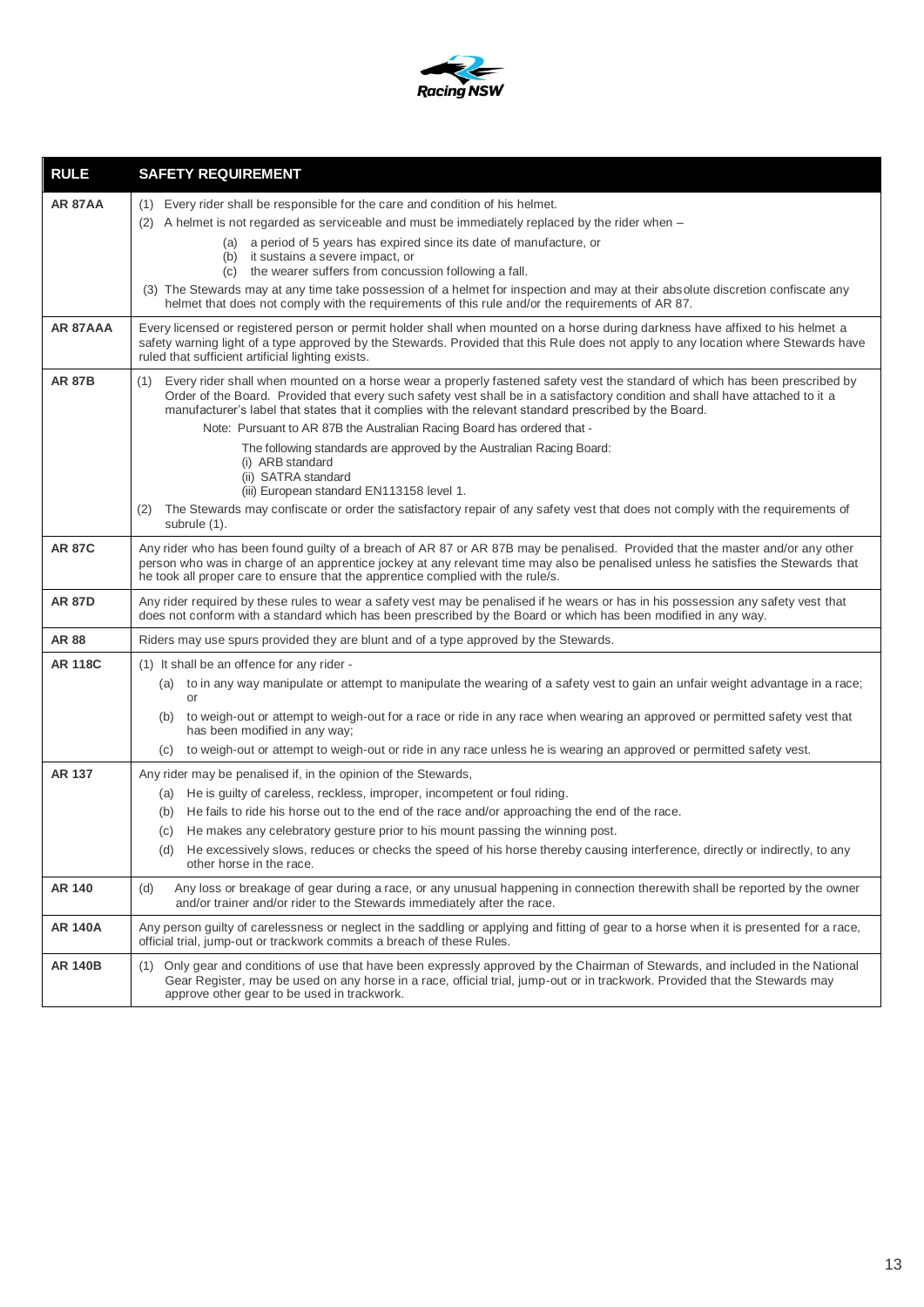| RULE | SAFETY REQUIREMENT |
|---|---|
| **AR 87AA** | (1) Every rider shall be responsible for the care and condition of his helmet.<br>(2) A helmet is not regarded as serviceable and must be immediately replaced by the rider when –<br>(a) a period of 5 years has expired since its date of manufacture, or<br>(b) it sustains a severe impact, or<br>(c) the wearer suffers from concussion following a fall.<br>(3) The Stewards may at any time take possession of a helmet for inspection and may at their absolute discretion confiscate any helmet that does not comply with the requirements of this rule and/or the requirements of AR 87. |
| **AR 87AAA** | Every licensed or registered person or permit holder shall when mounted on a horse during darkness have affixed to his helmet a safety warning light of a type approved by the Stewards. Provided that this Rule does not apply to any location where Stewards have ruled that sufficient artificial lighting exists. |
| **AR 87B** | (1) Every rider shall when mounted on a horse wear a properly fastened safety vest the standard of which has been prescribed by Order of the Board. Provided that every such safety vest shall be in a satisfactory condition and shall have attached to it a manufacturer's label that states that it complies with the relevant standard prescribed by the Board.<br>Note: Pursuant to AR 87B the Australian Racing Board has ordered that -<br>The following standards are approved by the Australian Racing Board:<br>(i) ARB standard<br>(ii) SATRA standard<br>(iii) European standard EN113158 level 1.<br>(2) The Stewards may confiscate or order the satisfactory repair of any safety vest that does not comply with the requirements of subrule (1). |
| **AR 87C** | Any rider who has been found guilty of a breach of AR 87 or AR 87B may be penalised. Provided that the master and/or any other person who was in charge of an apprentice jockey at any relevant time may also be penalised unless he satisfies the Stewards that he took all proper care to ensure that the apprentice complied with the rule/s. |
| **AR 87D** | Any rider required by these rules to wear a safety vest may be penalised if he wears or has in his possession any safety vest that does not conform with a standard which has been prescribed by the Board or which has been modified in any way. |
| **AR 88** | Riders may use spurs provided they are blunt and of a type approved by the Stewards. |
| **AR 118C** | (1) It shall be an offence for any rider -<br>(a) to in any way manipulate or attempt to manipulate the wearing of a safety vest to gain an unfair weight advantage in a race; or<br>(b) to weigh-out or attempt to weigh-out for a race or ride in any race when wearing an approved or permitted safety vest that has been modified in any way;<br>(c) to weigh-out or attempt to weigh-out or ride in any race unless he is wearing an approved or permitted safety vest. |
| **AR 137** | Any rider may be penalised if, in the opinion of the Stewards,<br>(a) He is guilty of careless, reckless, improper, incompetent or foul riding.<br>(b) He fails to ride his horse out to the end of the race and/or approaching the end of the race.<br>(c) He makes any celebratory gesture prior to his mount passing the winning post.<br>(d) He excessively slows, reduces or checks the speed of his horse thereby causing interference, directly or indirectly, to any other horse in the race. |
| **AR 140** | (d) Any loss or breakage of gear during a race, or any unusual happening in connection therewith shall be reported by the owner and/or trainer and/or rider to the Stewards immediately after the race. |
| **AR 140A** | Any person guilty of carelessness or neglect in the saddling or applying and fitting of gear to a horse when it is presented for a race, official trial, jump-out or trackwork commits a breach of these Rules. |
| **AR 140B** | (1) Only gear and conditions of use that have been expressly approved by the Chairman of Stewards, and included in the National Gear Register, may be used on any horse in a race, official trial, jump-out or in trackwork. Provided that the Stewards may approve other gear to be used in trackwork. |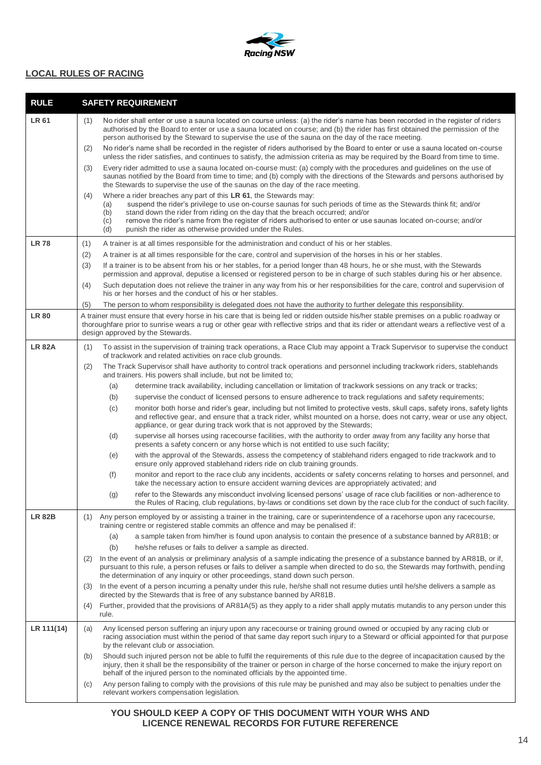## LOCAL RULES OF RACING

| RULE | SAFETY REQUIREMENT |
|---|---|
| **LR 61** | (1) No rider shall enter or use a sauna located on course unless: (a) the rider's name has been recorded in the register of riders authorised by the Board to enter or use a sauna located on course; and (b) the rider has first obtained the permission of the person authorised by the Steward to supervise the use of the sauna on the day of the race meeting.<br>(2) No rider's name shall be recorded in the register of riders authorised by the Board to enter or use a sauna located on-course unless the rider satisfies, and continues to satisfy, the admission criteria as may be required by the Board from time to time.<br>(3) Every rider admitted to use a sauna located on-course must: (a) comply with the procedures and guidelines on the use of saunas notified by the Board from time to time; and (b) comply with the directions of the Stewards and persons authorised by the Stewards to supervise the use of the saunas on the day of the race meeting.<br>(4) Where a rider breaches any part of this **LR 61**, the Stewards may:<br>(a) suspend the rider's privilege to use on-course saunas for such periods of time as the Stewards think fit; and/or<br>(b) stand down the rider from riding on the day that the breach occurred; and/or<br>(c) remove the rider's name from the register of riders authorised to enter or use saunas located on-course; and/or<br>(d) punish the rider as otherwise provided under the Rules. |
| **LR 78** | (1) A trainer is at all times responsible for the administration and conduct of his or her stables.<br>(2) A trainer is at all times responsible for the care, control and supervision of the horses in his or her stables.<br>(3) If a trainer is to be absent from his or her stables, for a period longer than 48 hours, he or she must, with the Stewards permission and approval, deputise a licensed or registered person to be in charge of such stables during his or her absence.<br>(4) Such deputation does not relieve the trainer in any way from his or her responsibilities for the care, control and supervision of his or her horses and the conduct of his or her stables.<br>(5) The person to whom responsibility is delegated does not have the authority to further delegate this responsibility. |
| **LR 80** | A trainer must ensure that every horse in his care that is being led or ridden outside his/her stable premises on a public roadway or thoroughfare prior to sunrise wears a rug or other gear with reflective strips and that its rider or attendant wears a reflective vest of a design approved by the Stewards. |
| **LR 82A** | (1) To assist in the supervision of training track operations, a Race Club may appoint a Track Supervisor to supervise the conduct of trackwork and related activities on race club grounds.<br>(2) The Track Supervisor shall have authority to control track operations and personnel including trackwork riders, stablehands and trainers. His powers shall include, but not be limited to;<br>(a) determine track availability, including cancellation or limitation of trackwork sessions on any track or tracks;<br>(b) supervise the conduct of licensed persons to ensure adherence to track regulations and safety requirements;<br>(c) monitor both horse and rider's gear, including but not limited to protective vests, skull caps, safety irons, safety lights and reflective gear, and ensure that a track rider, whilst mounted on a horse, does not carry, wear or use any object, appliance, or gear during track work that is not approved by the Stewards;<br>(d) supervise all horses using racecourse facilities, with the authority to order away from any facility any horse that presents a safety concern or any horse which is not entitled to use such facility;<br>(e) with the approval of the Stewards, assess the competency of stablehand riders engaged to ride trackwork and to ensure only approved stablehand riders ride on club training grounds.<br>(f) monitor and report to the race club any incidents, accidents or safety concerns relating to horses and personnel, and take the necessary action to ensure accident warning devices are appropriately activated; and<br>(g) refer to the Stewards any misconduct involving licensed persons' usage of race club facilities or non-adherence to the Rules of Racing, club regulations, by-laws or conditions set down by the race club for the conduct of such facility. |
| **LR 82B** | (1) Any person employed by or assisting a trainer in the training, care or superintendence of a racehorse upon any racecourse, training centre or registered stable commits an offence and may be penalised if:<br>(a) a sample taken from him/her is found upon analysis to contain the presence of a substance banned by AR81B; or<br>(b) he/she refuses or fails to deliver a sample as directed.<br>(2) In the event of an analysis or preliminary analysis of a sample indicating the presence of a substance banned by AR81B, or if, pursuant to this rule, a person refuses or fails to deliver a sample when directed to do so, the Stewards may forthwith, pending the determination of any inquiry or other proceedings, stand down such person.<br>(3) In the event of a person incurring a penalty under this rule, he/she shall not resume duties until he/she delivers a sample as directed by the Stewards that is free of any substance banned by AR81B.<br>(4) Further, provided that the provisions of AR81A(5) as they apply to a rider shall apply mutatis mutandis to any person under this rule. |
| **LR 111(14)** | (a) Any licensed person suffering an injury upon any racecourse or training ground owned or occupied by any racing club or racing association must within the period of that same day report such injury to a Steward or official appointed for that purpose by the relevant club or association.<br>(b) Should such injured person not be able to fulfil the requirements of this rule due to the degree of incapacitation caused by the injury, then it shall be the responsibility of the trainer or person in charge of the horse concerned to make the injury report on behalf of the injured person to the nominated officials by the appointed time.<br>(c) Any person failing to comply with the provisions of this rule may be punished and may also be subject to penalties under the relevant workers compensation legislation. |

**YOU SHOULD KEEP A COPY OF THIS DOCUMENT WITH YOUR WHS AND LICENCE RENEWAL RECORDS FOR FUTURE REFERENCE**